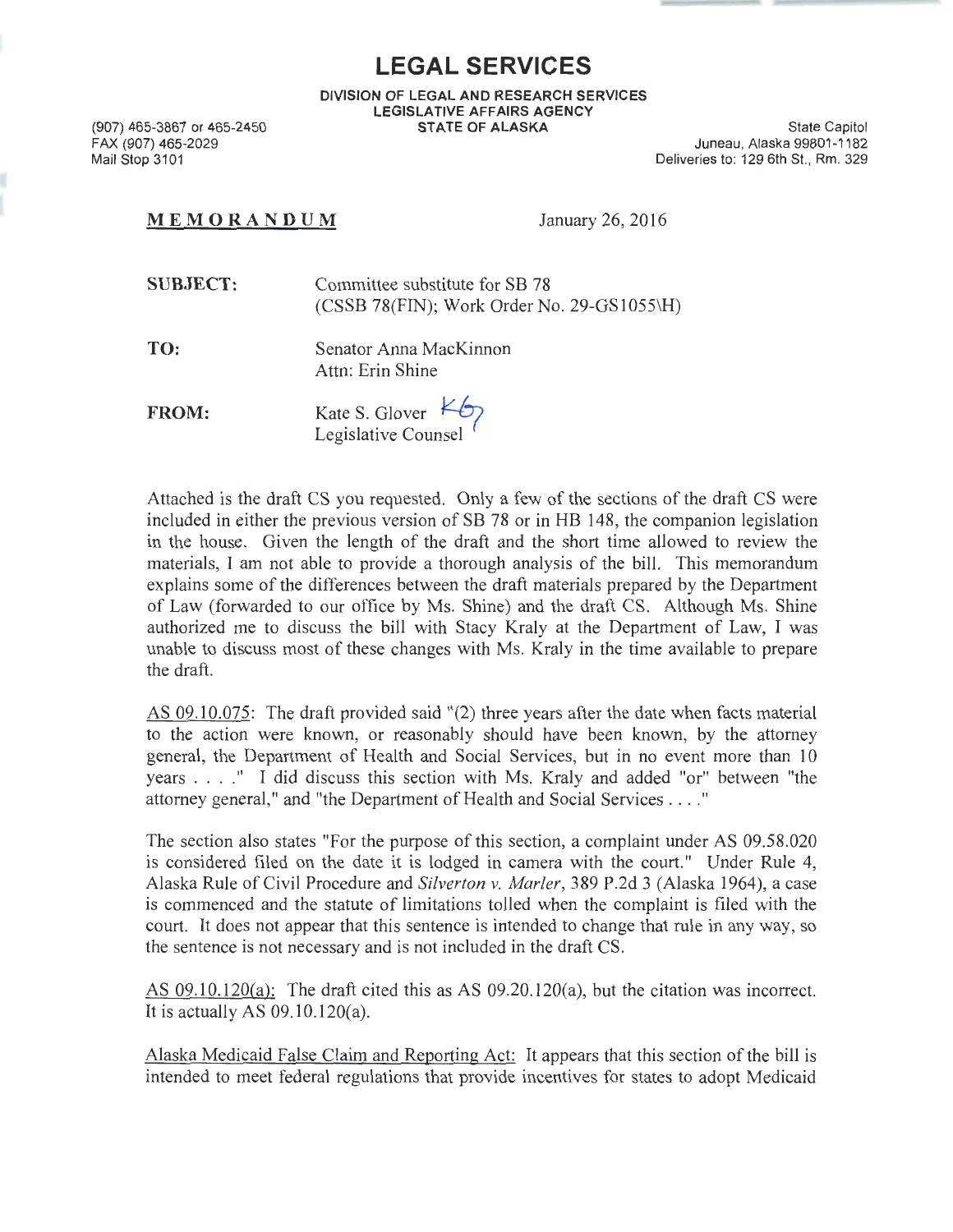# LEGAL SERVICES

**DIVISION OF LEGAL AND RESEARCH SERVICES**
**LEGISLATIVE AFFAIRS AGENCY**
**STATE OF ALASKA**

(907) 465-3867 or 465-2450
FAX (907) 465-2029
Mail Stop 3101

State Capitol
Juneau, Alaska 99801-1182
Deliveries to: 129 6th St., Rm. 329

**MEMORANDUM** January 26, 2016

**SUBJECT:** Committee substitute for SB 78
(CSSB 78(FIN); Work Order No. 29-GS1055\H)

**TO:** Senator Anna MacKinnon
Attn: Erin Shine

**FROM:** Kate S. Glover KG
Legislative Counsel

Attached is the draft CS you requested. Only a few of the sections of the draft CS were included in either the previous version of SB 78 or in HB 148, the companion legislation in the house. Given the length of the draft and the short time allowed to review the materials, I am not able to provide a thorough analysis of the bill. This memorandum explains some of the differences between the draft materials prepared by the Department of Law (forwarded to our office by Ms. Shine) and the draft CS. Although Ms. Shine authorized me to discuss the bill with Stacy Kraly at the Department of Law, I was unable to discuss most of these changes with Ms. Kraly in the time available to prepare the draft.

AS 09.10.075: The draft provided said "(2) three years after the date when facts material to the action were known, or reasonably should have been known, by the attorney general, the Department of Health and Social Services, but in no event more than 10 years . . . ." I did discuss this section with Ms. Kraly and added "or" between "the attorney general," and "the Department of Health and Social Services . . . ."

The section also states "For the purpose of this section, a complaint under AS 09.58.020 is considered filed on the date it is lodged in camera with the court." Under Rule 4, Alaska Rule of Civil Procedure and *Silverton v. Marler*, 389 P.2d 3 (Alaska 1964), a case is commenced and the statute of limitations tolled when the complaint is filed with the court. It does not appear that this sentence is intended to change that rule in any way, so the sentence is not necessary and is not included in the draft CS.

AS 09.10.120(a): The draft cited this as AS 09.20.120(a), but the citation was incorrect. It is actually AS 09.10.120(a).

Alaska Medicaid False Claim and Reporting Act: It appears that this section of the bill is intended to meet federal regulations that provide incentives for states to adopt Medicaid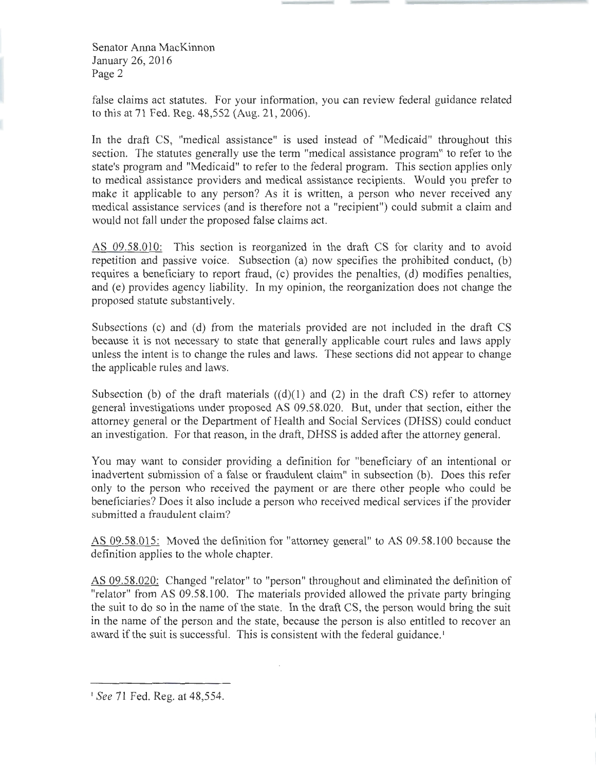false claims act statutes. For your information, you can review federal guidance related to this at 71 Fed. Reg. 48,552 (Aug. 21, 2006).

In the draft CS, "medical assistance" is used instead of "Medicaid" throughout this section. The statutes generally use the term "medical assistance program" to refer to the state's program and "Medicaid" to refer to the federal program. This section applies only to medical assistance providers and medical assistance recipients. Would you prefer to make it applicable to any person? As it is written, a person who never received any medical assistance services (and is therefore not a "recipient") could submit a claim and would not fall under the proposed false claims act.

<u>AS 09.58.010:</u> This section is reorganized in the draft CS for clarity and to avoid repetition and passive voice. Subsection (a) now specifies the prohibited conduct, (b) requires a beneficiary to report fraud, (c) provides the penalties, (d) modifies penalties, and (e) provides agency liability. In my opinion, the reorganization does not change the proposed statute substantively.

Subsections (c) and (d) from the materials provided are not included in the draft CS because it is not necessary to state that generally applicable court rules and laws apply unless the intent is to change the rules and laws. These sections did not appear to change the applicable rules and laws.

Subsection (b) of the draft materials ((d)(1) and (2) in the draft CS) refer to attorney general investigations under proposed AS 09.58.020. But, under that section, either the attorney general or the Department of Health and Social Services (DHSS) could conduct an investigation. For that reason, in the draft, DHSS is added after the attorney general.

You may want to consider providing a definition for "beneficiary of an intentional or inadvertent submission of a false or fraudulent claim" in subsection (b). Does this refer only to the person who received the payment or are there other people who could be beneficiaries? Does it also include a person who received medical services if the provider submitted a fraudulent claim?

<u>AS 09.58.015:</u> Moved the definition for "attorney general" to AS 09.58.100 because the definition applies to the whole chapter.

<u>AS 09.58.020:</u> Changed "relator" to "person" throughout and eliminated the definition of "relator" from AS 09.58.100. The materials provided allowed the private party bringing the suit to do so in the name of the state. In the draft CS, the person would bring the suit in the name of the person and the state, because the person is also entitled to recover an award if the suit is successful. This is consistent with the federal guidance.[1]

---

[1] *See* 71 Fed. Reg. at 48,554.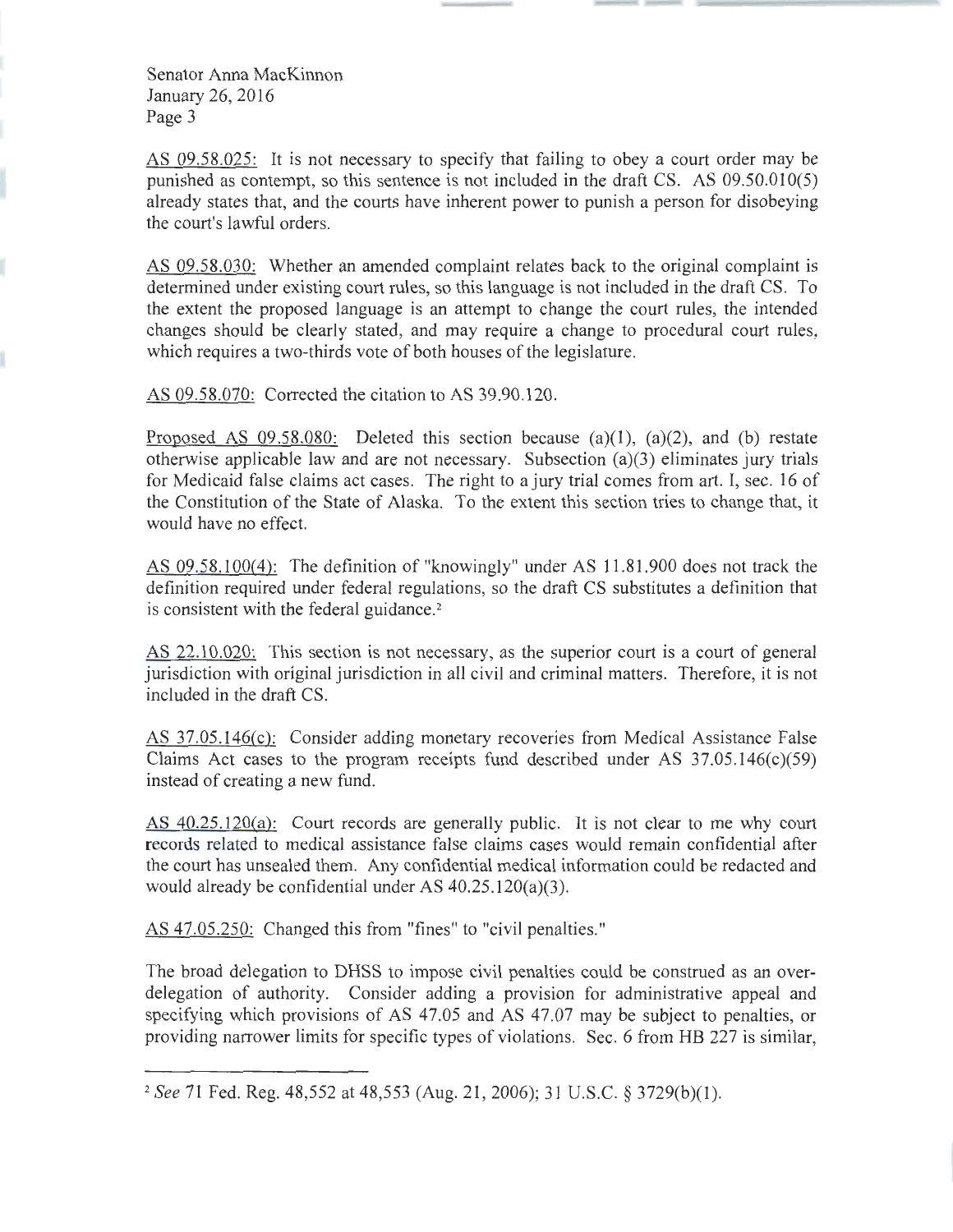Senator Anna MacKinnon
January 26, 2016
Page 3

AS 09.58.025: It is not necessary to specify that failing to obey a court order may be punished as contempt, so this sentence is not included in the draft CS. AS 09.50.010(5) already states that, and the courts have inherent power to punish a person for disobeying the court's lawful orders.

AS 09.58.030: Whether an amended complaint relates back to the original complaint is determined under existing court rules, so this language is not included in the draft CS. To the extent the proposed language is an attempt to change the court rules, the intended changes should be clearly stated, and may require a change to procedural court rules, which requires a two-thirds vote of both houses of the legislature.

AS 09.58.070: Corrected the citation to AS 39.90.120.

Proposed AS 09.58.080: Deleted this section because (a)(1), (a)(2), and (b) restate otherwise applicable law and are not necessary. Subsection (a)(3) eliminates jury trials for Medicaid false claims act cases. The right to a jury trial comes from art. I, sec. 16 of the Constitution of the State of Alaska. To the extent this section tries to change that, it would have no effect.

AS 09.58.100(4): The definition of "knowingly" under AS 11.81.900 does not track the definition required under federal regulations, so the draft CS substitutes a definition that is consistent with the federal guidance.[2]

AS 22.10.020: This section is not necessary, as the superior court is a court of general jurisdiction with original jurisdiction in all civil and criminal matters. Therefore, it is not included in the draft CS.

AS 37.05.146(c): Consider adding monetary recoveries from Medical Assistance False Claims Act cases to the program receipts fund described under AS 37.05.146(c)(59) instead of creating a new fund.

AS 40.25.120(a): Court records are generally public. It is not clear to me why court records related to medical assistance false claims cases would remain confidential after the court has unsealed them. Any confidential medical information could be redacted and would already be confidential under AS 40.25.120(a)(3).

AS 47.05.250: Changed this from "fines" to "civil penalties."

The broad delegation to DHSS to impose civil penalties could be construed as an over-delegation of authority. Consider adding a provision for administrative appeal and specifying which provisions of AS 47.05 and AS 47.07 may be subject to penalties, or providing narrower limits for specific types of violations. Sec. 6 from HB 227 is similar,

---

[2] *See* 71 Fed. Reg. 48,552 at 48,553 (Aug. 21, 2006); 31 U.S.C. § 3729(b)(1).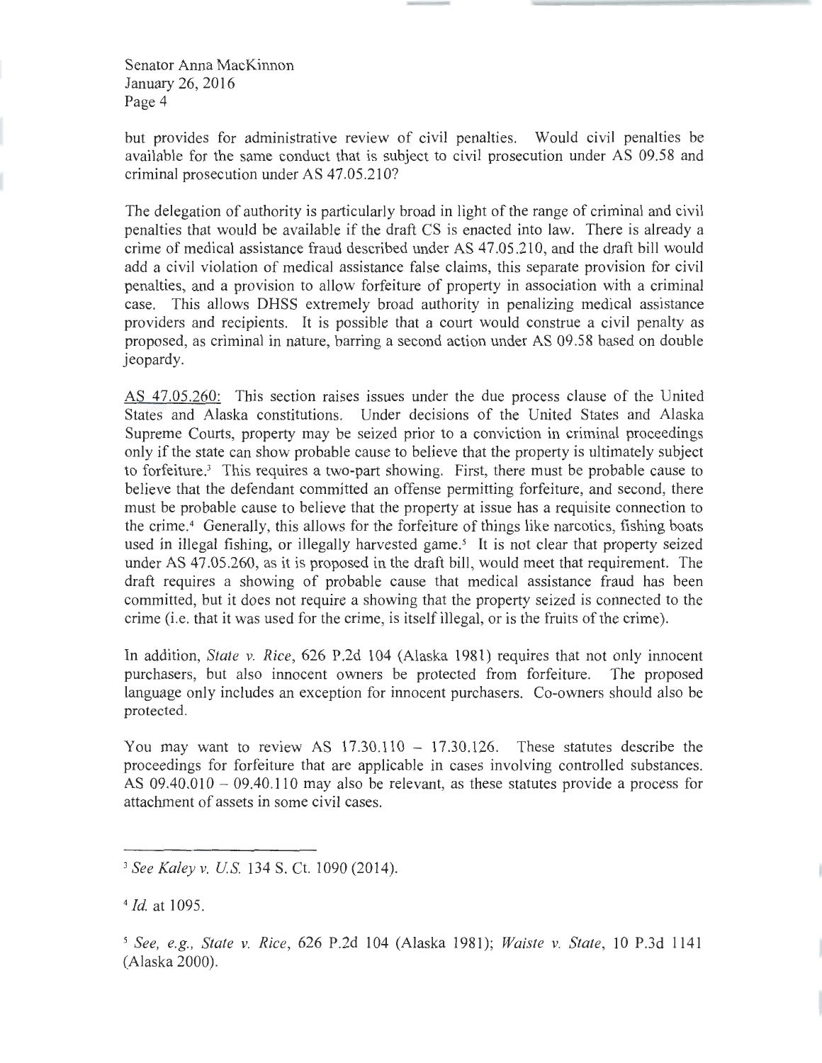but provides for administrative review of civil penalties. Would civil penalties be available for the same conduct that is subject to civil prosecution under AS 09.58 and criminal prosecution under AS 47.05.210?

The delegation of authority is particularly broad in light of the range of criminal and civil penalties that would be available if the draft CS is enacted into law. There is already a crime of medical assistance fraud described under AS 47.05.210, and the draft bill would add a civil violation of medical assistance false claims, this separate provision for civil penalties, and a provision to allow forfeiture of property in association with a criminal case. This allows DHSS extremely broad authority in penalizing medical assistance providers and recipients. It is possible that a court would construe a civil penalty as proposed, as criminal in nature, barring a second action under AS 09.58 based on double jeopardy.

AS 47.05.260: This section raises issues under the due process clause of the United States and Alaska constitutions. Under decisions of the United States and Alaska Supreme Courts, property may be seized prior to a conviction in criminal proceedings only if the state can show probable cause to believe that the property is ultimately subject to forfeiture.[3] This requires a two-part showing. First, there must be probable cause to believe that the defendant committed an offense permitting forfeiture, and second, there must be probable cause to believe that the property at issue has a requisite connection to the crime.[4] Generally, this allows for the forfeiture of things like narcotics, fishing boats used in illegal fishing, or illegally harvested game.[5] It is not clear that property seized under AS 47.05.260, as it is proposed in the draft bill, would meet that requirement. The draft requires a showing of probable cause that medical assistance fraud has been committed, but it does not require a showing that the property seized is connected to the crime (i.e. that it was used for the crime, is itself illegal, or is the fruits of the crime).

In addition, *State v. Rice*, 626 P.2d 104 (Alaska 1981) requires that not only innocent purchasers, but also innocent owners be protected from forfeiture. The proposed language only includes an exception for innocent purchasers. Co-owners should also be protected.

You may want to review AS 17.30.110 – 17.30.126. These statutes describe the proceedings for forfeiture that are applicable in cases involving controlled substances. AS 09.40.010 – 09.40.110 may also be relevant, as these statutes provide a process for attachment of assets in some civil cases.

---

[3] *See Kaley v. U.S.* 134 S. Ct. 1090 (2014).

[4] *Id.* at 1095.

[5] *See, e.g., State v. Rice*, 626 P.2d 104 (Alaska 1981); *Waiste v. State*, 10 P.3d 1141 (Alaska 2000).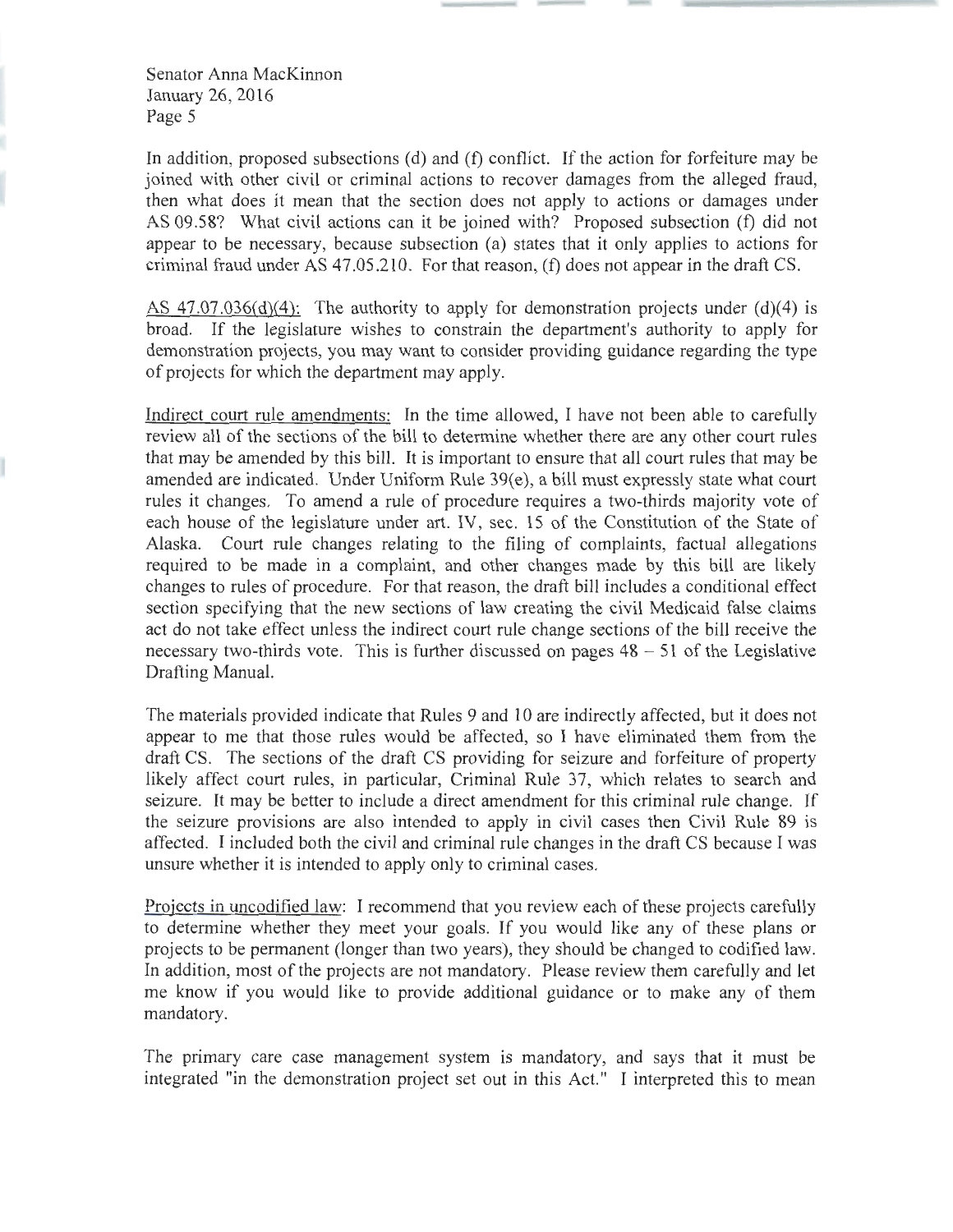In addition, proposed subsections (d) and (f) conflict. If the action for forfeiture may be joined with other civil or criminal actions to recover damages from the alleged fraud, then what does it mean that the section does not apply to actions or damages under AS 09.58? What civil actions can it be joined with? Proposed subsection (f) did not appear to be necessary, because subsection (a) states that it only applies to actions for criminal fraud under AS 47.05.210. For that reason, (f) does not appear in the draft CS.

<u>AS 47.07.036(d)(4):</u> The authority to apply for demonstration projects under (d)(4) is broad. If the legislature wishes to constrain the department's authority to apply for demonstration projects, you may want to consider providing guidance regarding the type of projects for which the department may apply.

<u>Indirect court rule amendments:</u> In the time allowed, I have not been able to carefully review all of the sections of the bill to determine whether there are any other court rules that may be amended by this bill. It is important to ensure that all court rules that may be amended are indicated. Under Uniform Rule 39(e), a bill must expressly state what court rules it changes. To amend a rule of procedure requires a two-thirds majority vote of each house of the legislature under art. IV, sec. 15 of the Constitution of the State of Alaska. Court rule changes relating to the filing of complaints, factual allegations required to be made in a complaint, and other changes made by this bill are likely changes to rules of procedure. For that reason, the draft bill includes a conditional effect section specifying that the new sections of law creating the civil Medicaid false claims act do not take effect unless the indirect court rule change sections of the bill receive the necessary two-thirds vote. This is further discussed on pages 48 – 51 of the Legislative Drafting Manual.

The materials provided indicate that Rules 9 and 10 are indirectly affected, but it does not appear to me that those rules would be affected, so I have eliminated them from the draft CS. The sections of the draft CS providing for seizure and forfeiture of property likely affect court rules, in particular, Criminal Rule 37, which relates to search and seizure. It may be better to include a direct amendment for this criminal rule change. If the seizure provisions are also intended to apply in civil cases then Civil Rule 89 is affected. I included both the civil and criminal rule changes in the draft CS because I was unsure whether it is intended to apply only to criminal cases.

<u>Projects in uncodified law:</u> I recommend that you review each of these projects carefully to determine whether they meet your goals. If you would like any of these plans or projects to be permanent (longer than two years), they should be changed to codified law. In addition, most of the projects are not mandatory. Please review them carefully and let me know if you would like to provide additional guidance or to make any of them mandatory.

The primary care case management system is mandatory, and says that it must be integrated "in the demonstration project set out in this Act." I interpreted this to mean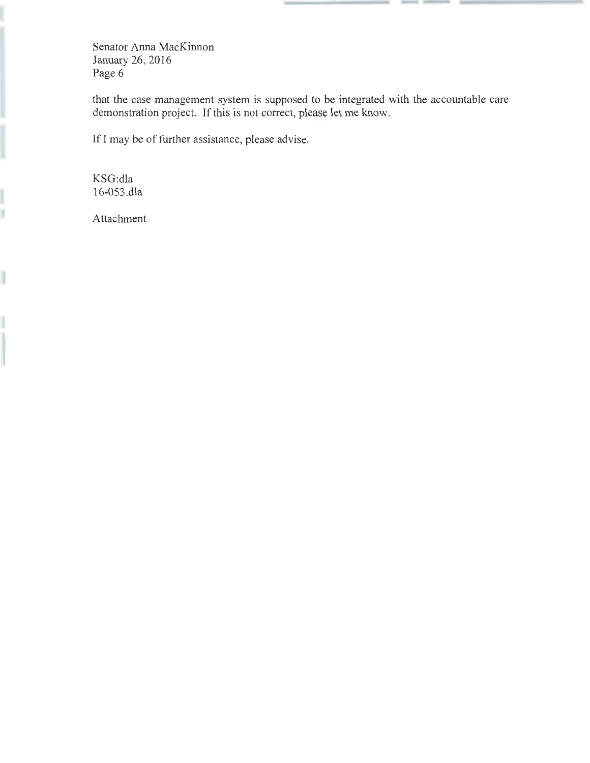that the case management system is supposed to be integrated with the accountable care demonstration project. If this is not correct, please let me know.

If I may be of further assistance, please advise.

KSG:dla
16-053.dla

Attachment